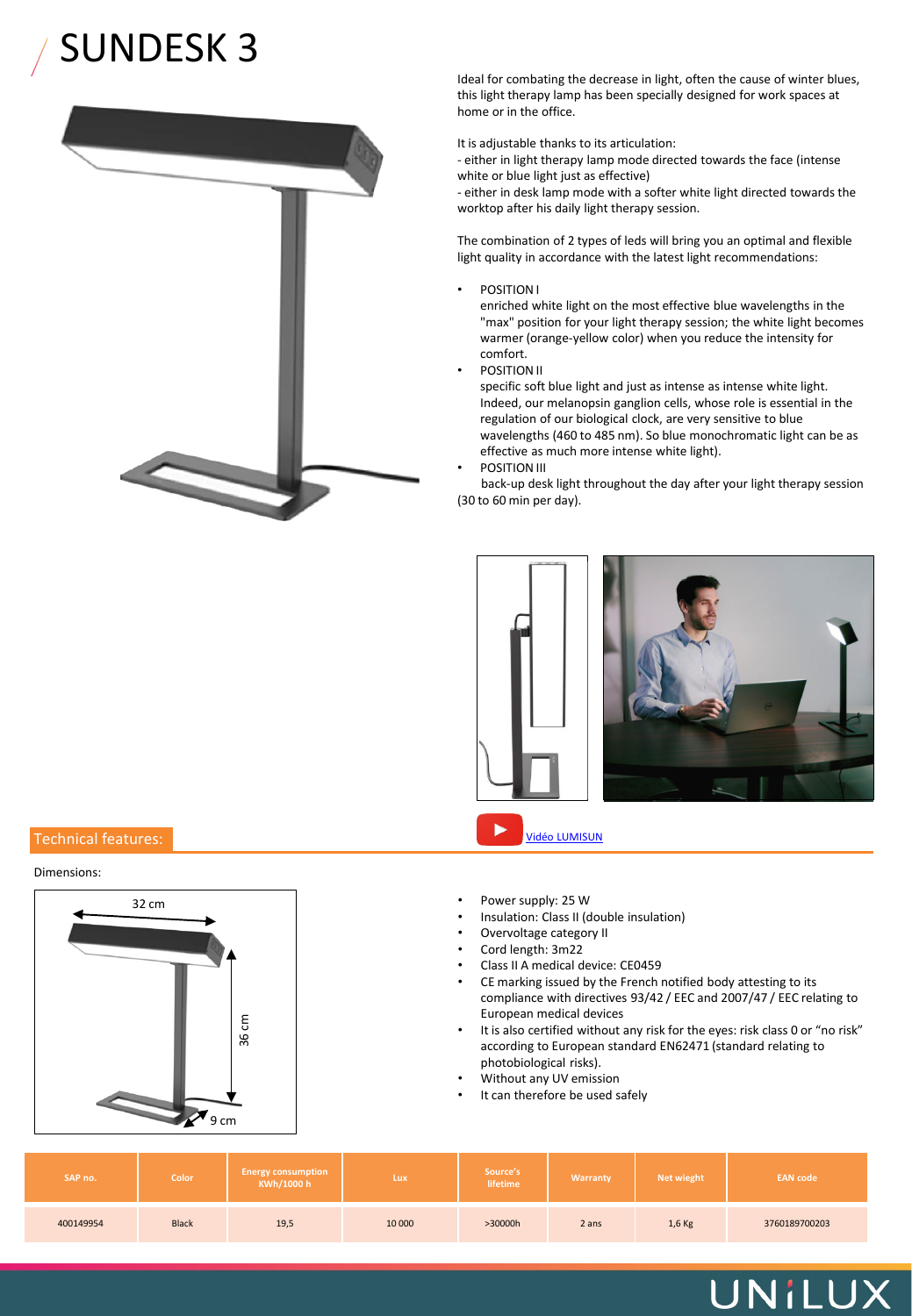# SUNDESK 3

Ideal for combating the decrease in light, often the cause of winter blues, this light therapy lamp has been specially designed for work spaces at home or in the office.

It is adjustable thanks to its articulation:
- either in light therapy lamp mode directed towards the face (intense white or blue light just as effective)
- either in desk lamp mode with a softer white light directed towards the worktop after his daily light therapy session.

The combination of 2 types of leds will bring you an optimal and flexible light quality in accordance with the latest light recommendations:

- POSITION I
  enriched white light on the most effective blue wavelengths in the "max" position for your light therapy session; the white light becomes warmer (orange-yellow color) when you reduce the intensity for comfort.
- POSITION II
  specific soft blue light and just as intense as intense white light. Indeed, our melanopsin ganglion cells, whose role is essential in the regulation of our biological clock, are very sensitive to blue wavelengths (460 to 485 nm). So blue monochromatic light can be as effective as much more intense white light).
- POSITION III
  back-up desk light throughout the day after your light therapy session (30 to 60 min per day).

Vidéo LUMISUN

## Technical features:

Dimensions:

32 cm

36 cm

9 cm

- Power supply: 25 W
- Insulation: Class II (double insulation)
- Overvoltage category II
- Cord length: 3m22
- Class II A medical device: CE0459
- CE marking issued by the French notified body attesting to its compliance with directives 93/42 / EEC and 2007/47 / EEC relating to European medical devices
- It is also certified without any risk for the eyes: risk class 0 or “no risk” according to European standard EN62471 (standard relating to photobiological risks).
- Without any UV emission
- It can therefore be used safely

| SAP no. | Color | Energy consumption KWh/1000 h | Lux | Source's lifetime | Warranty | Net wieght | EAN code |
|---|---|---|---|---|---|---|---|
| 400149954 | Black | 19,5 | 10 000 | >30000h | 2 ans | 1,6 Kg | 3760189700203 |

UNILUX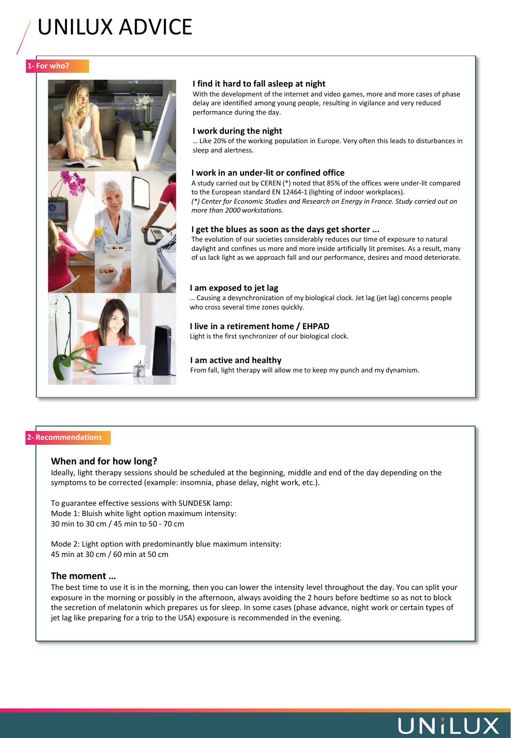# UNILUX ADVICE

## 1- For who?

### I find it hard to fall asleep at night

With the development of the internet and video games, more and more cases of phase delay are identified among young people, resulting in vigilance and very reduced performance during the day.

### I work during the night

… Like 20% of the working population in Europe. Very often this leads to disturbances in sleep and alertness.

### I work in an under-lit or confined office

A study carried out by CEREN (*) noted that 85% of the offices were under-lit compared to the European standard EN 12464-1 (lighting of indoor workplaces).
*(*) Center for Economic Studies and Research on Energy in France. Study carried out on more than 2000 workstations.*

### I get the blues as soon as the days get shorter ...

The evolution of our societies considerably reduces our time of exposure to natural daylight and confines us more and more inside artificially lit premises. As a result, many of us lack light as we approach fall and our performance, desires and mood deteriorate.

### I am exposed to jet lag

… Causing a desynchronization of my biological clock. Jet lag (jet lag) concerns people who cross several time zones quickly.

### I live in a retirement home / EHPAD

Light is the first synchronizer of our biological clock.

### I am active and healthy

From fall, light therapy will allow me to keep my punch and my dynamism.

## 2- Recommendations

### When and for how long?

Ideally, light therapy sessions should be scheduled at the beginning, middle and end of the day depending on the symptoms to be corrected (example: insomnia, phase delay, night work, etc.).

To guarantee effective sessions with SUNDESK lamp:
Mode 1: Bluish white light option maximum intensity:
30 min to 30 cm / 45 min to 50 - 70 cm

Mode 2: Light option with predominantly blue maximum intensity:
45 min at 30 cm / 60 min at 50 cm

### The moment …

The best time to use it is in the morning, then you can lower the intensity level throughout the day. You can split your exposure in the morning or possibly in the afternoon, always avoiding the 2 hours before bedtime so as not to block the secretion of melatonin which prepares us for sleep. In some cases (phase advance, night work or certain types of jet lag like preparing for a trip to the USA) exposure is recommended in the evening.